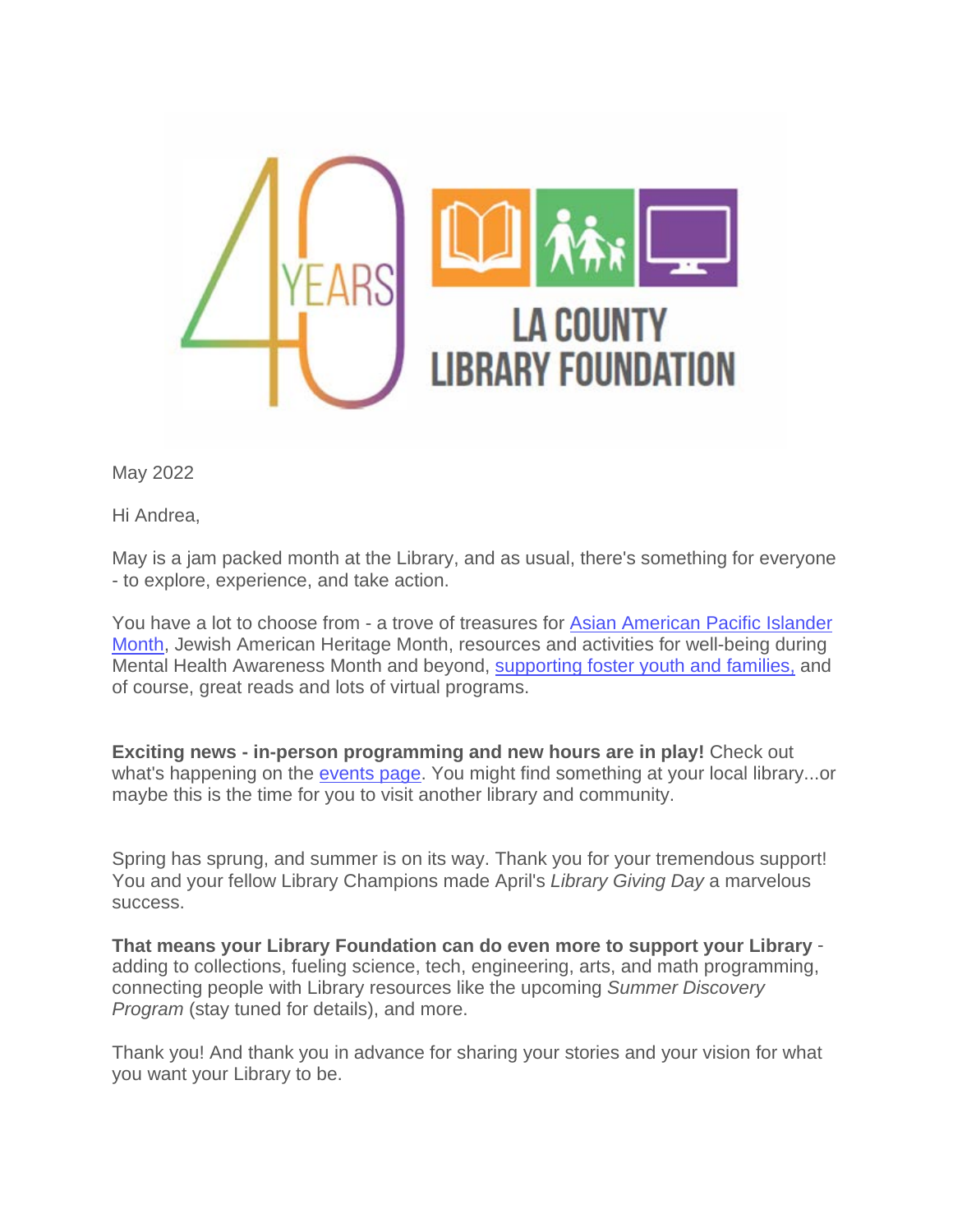May 2022

Hi Andrea,

May is a jam packed month at the Library, and as usual, there's something for everyone - to explore, experience, and take action.

You have a lot to choose from - a trove of treasures for Asian American Pacific Islander Month, Jewish American Heritage Month, resources and activities for well-being during Mental Health Awareness Month and beyond, supporting foster youth and families, and of course, great reads and lots of virtual programs.

**Exciting news - in-person programming and new hours are in play!** Check out what's happening on the events page. You might find something at your local library...or maybe this is the time for you to visit another library and community.

Spring has sprung, and summer is on its way. Thank you for your tremendous support! You and your fellow Library Champions made April's *Library Giving Day* a marvelous success.

**That means your Library Foundation can do even more to support your Library** - adding to collections, fueling science, tech, engineering, arts, and math programming, connecting people with Library resources like the upcoming *Summer Discovery Program* (stay tuned for details), and more.

Thank you! And thank you in advance for sharing your stories and your vision for what you want your Library to be.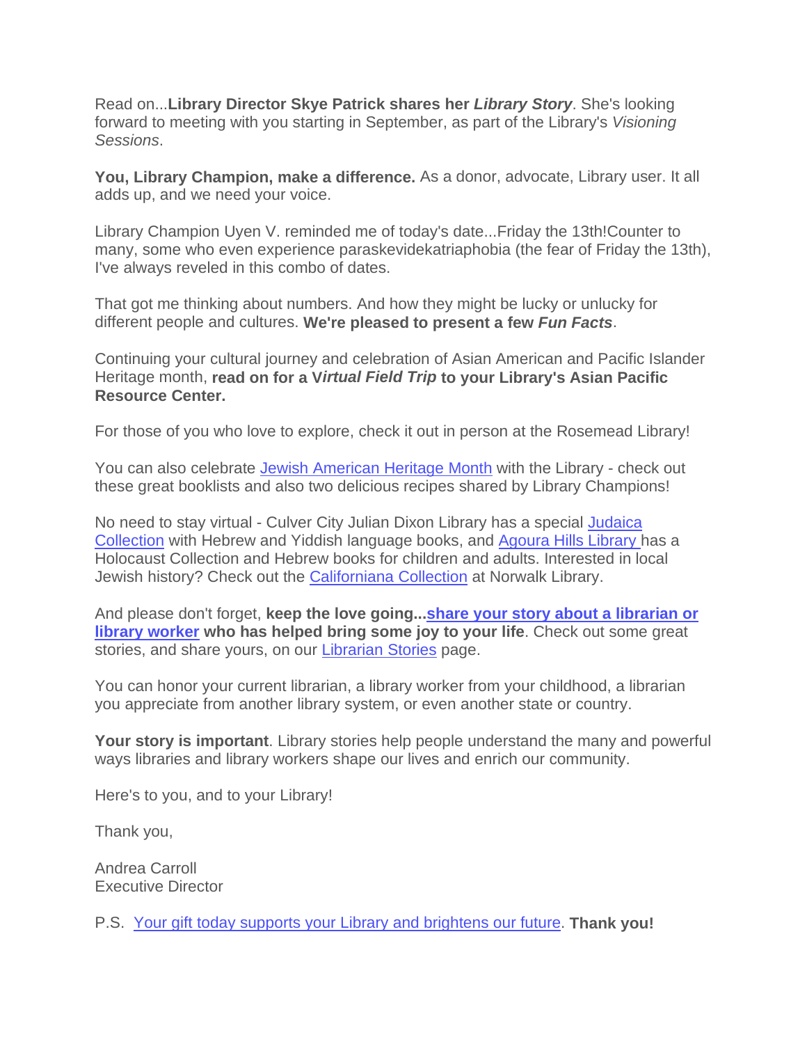Read on...**Library Director Skye Patrick shares her *Library Story***. She's looking forward to meeting with you starting in September, as part of the Library's *Visioning Sessions*.

**You, Library Champion, make a difference.** As a donor, advocate, Library user. It all adds up, and we need your voice.

Library Champion Uyen V. reminded me of today's date...Friday the 13th!Counter to many, some who even experience paraskevidekatriaphobia (the fear of Friday the 13th), I've always reveled in this combo of dates.

That got me thinking about numbers. And how they might be lucky or unlucky for different people and cultures. **We're pleased to present a few *Fun Facts***.

Continuing your cultural journey and celebration of Asian American and Pacific Islander Heritage month, **read on for a V*irtual Field Trip* to your Library's Asian Pacific Resource Center.**

For those of you who love to explore, check it out in person at the Rosemead Library!

You can also celebrate Jewish American Heritage Month with the Library - check out these great booklists and also two delicious recipes shared by Library Champions!

No need to stay virtual - Culver City Julian Dixon Library has a special Judaica Collection with Hebrew and Yiddish language books, and Agoura Hills Library has a Holocaust Collection and Hebrew books for children and adults. Interested in local Jewish history? Check out the Californiana Collection at Norwalk Library.

And please don't forget, **keep the love going...share your story about a librarian or library worker who has helped bring some joy to your life**. Check out some great stories, and share yours, on our Librarian Stories page.

You can honor your current librarian, a library worker from your childhood, a librarian you appreciate from another library system, or even another state or country.

**Your story is important**. Library stories help people understand the many and powerful ways libraries and library workers shape our lives and enrich our community.

Here's to you, and to your Library!

Thank you,

Andrea Carroll
Executive Director

P.S. Your gift today supports your Library and brightens our future. **Thank you!**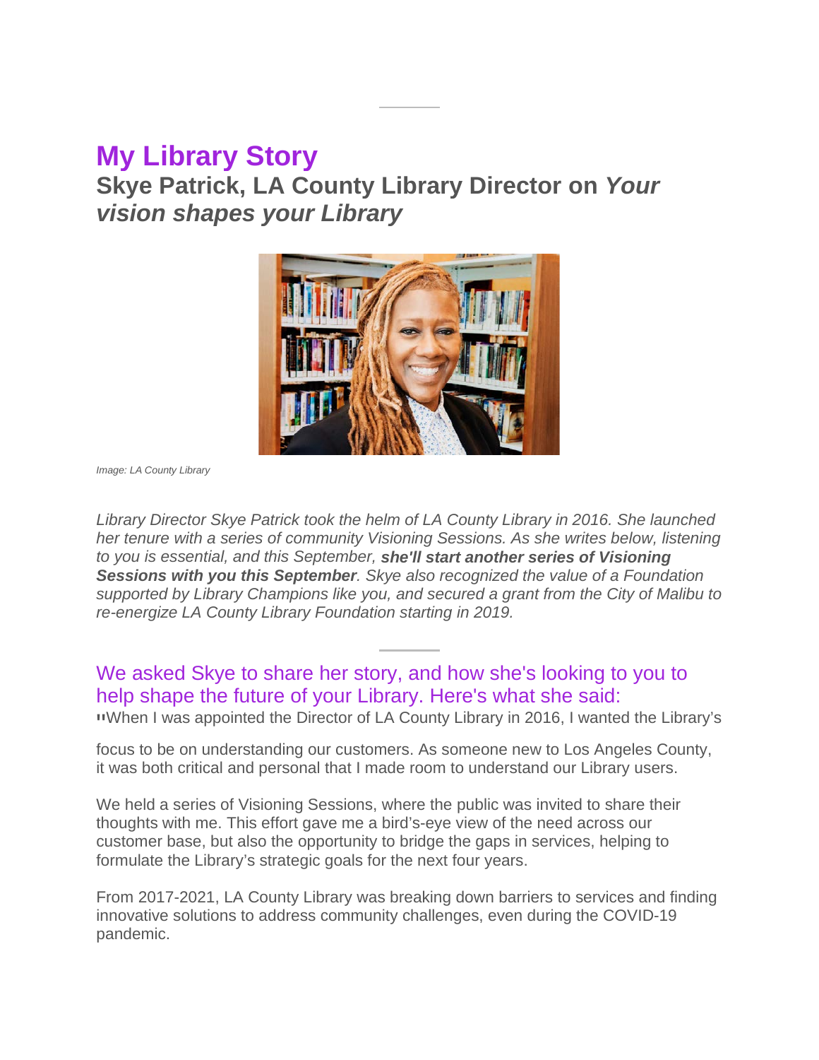# My Library Story

## Skye Patrick, LA County Library Director on *Your vision shapes your Library*

Image: LA County Library

*Library Director Skye Patrick took the helm of LA County Library in 2016. She launched her tenure with a series of community Visioning Sessions. As she writes below, listening to you is essential, and this September, **she'll start another series of Visioning Sessions with you this September**. Skye also recognized the value of a Foundation supported by Library Champions like you, and secured a grant from the City of Malibu to re-energize LA County Library Foundation starting in 2019.*

---

### We asked Skye to share her story, and how she's looking to you to help shape the future of your Library. Here's what she said:

"When I was appointed the Director of LA County Library in 2016, I wanted the Library's focus to be on understanding our customers. As someone new to Los Angeles County, it was both critical and personal that I made room to understand our Library users.

We held a series of Visioning Sessions, where the public was invited to share their thoughts with me. This effort gave me a bird's-eye view of the need across our customer base, but also the opportunity to bridge the gaps in services, helping to formulate the Library's strategic goals for the next four years.

From 2017-2021, LA County Library was breaking down barriers to services and finding innovative solutions to address community challenges, even during the COVID-19 pandemic.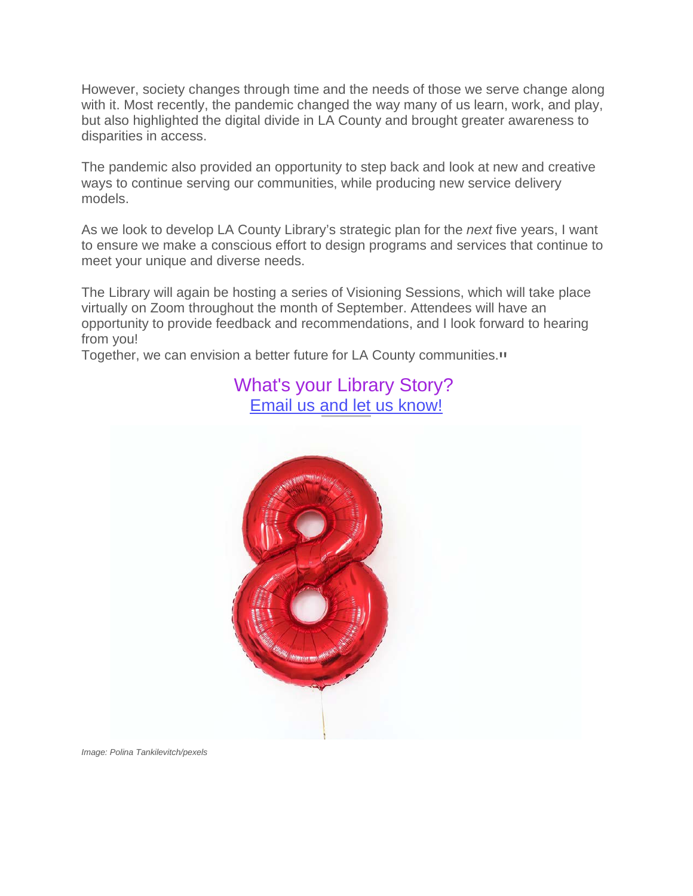However, society changes through time and the needs of those we serve change along with it. Most recently, the pandemic changed the way many of us learn, work, and play, but also highlighted the digital divide in LA County and brought greater awareness to disparities in access.

The pandemic also provided an opportunity to step back and look at new and creative ways to continue serving our communities, while producing new service delivery models.

As we look to develop LA County Library's strategic plan for the *next* five years, I want to ensure we make a conscious effort to design programs and services that continue to meet your unique and diverse needs.

The Library will again be hosting a series of Visioning Sessions, which will take place virtually on Zoom throughout the month of September. Attendees will have an opportunity to provide feedback and recommendations, and I look forward to hearing from you!
Together, we can envision a better future for LA County communities."

What's your Library Story?
Email us and let us know!

*Image: Polina Tankilevitch/pexels*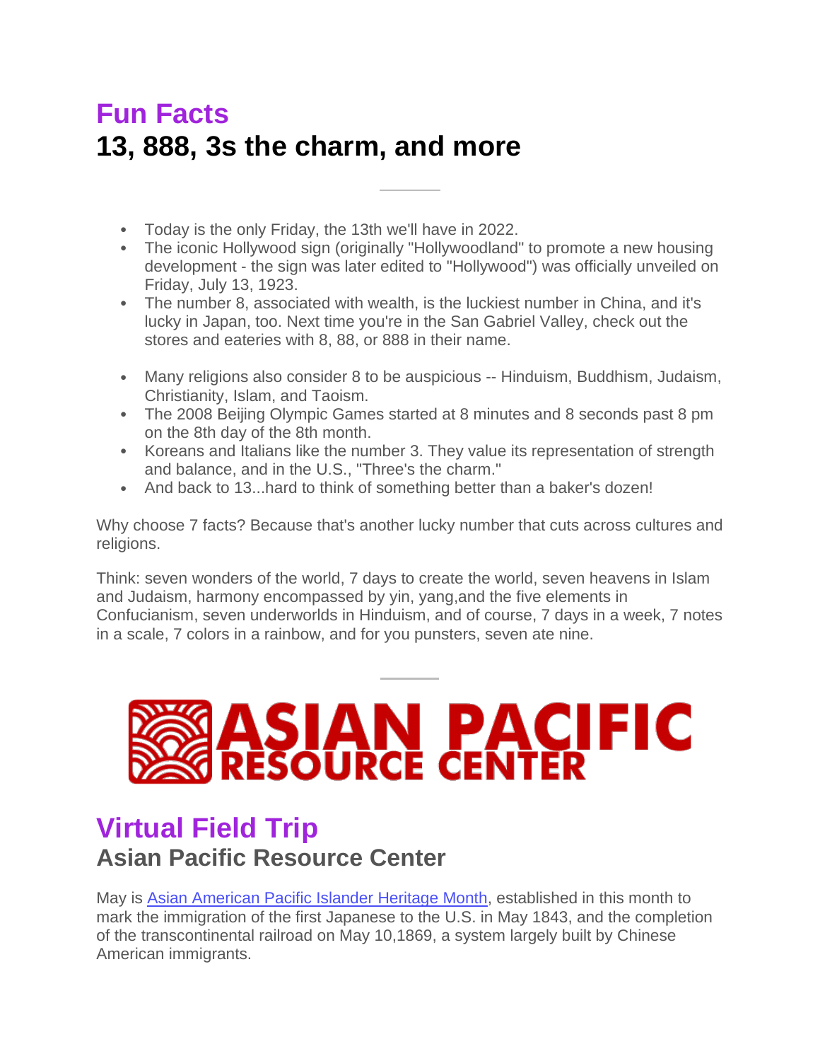# Fun Facts

## 13, 888, 3s the charm, and more

- Today is the only Friday, the 13th we'll have in 2022.
- The iconic Hollywood sign (originally "Hollywoodland" to promote a new housing development - the sign was later edited to "Hollywood") was officially unveiled on Friday, July 13, 1923.
- The number 8, associated with wealth, is the luckiest number in China, and it's lucky in Japan, too. Next time you're in the San Gabriel Valley, check out the stores and eateries with 8, 88, or 888 in their name.

- Many religions also consider 8 to be auspicious -- Hinduism, Buddhism, Judaism, Christianity, Islam, and Taoism.
- The 2008 Beijing Olympic Games started at 8 minutes and 8 seconds past 8 pm on the 8th day of the 8th month.
- Koreans and Italians like the number 3. They value its representation of strength and balance, and in the U.S., "Three's the charm."
- And back to 13...hard to think of something better than a baker's dozen!

Why choose 7 facts? Because that's another lucky number that cuts across cultures and religions.

Think: seven wonders of the world, 7 days to create the world, seven heavens in Islam and Judaism, harmony encompassed by yin, yang,and the five elements in Confucianism, seven underworlds in Hinduism, and of course, 7 days in a week, 7 notes in a scale, 7 colors in a rainbow, and for you punsters, seven ate nine.

ASIAN PACIFIC RESOURCE CENTER

# Virtual Field Trip

## Asian Pacific Resource Center

May is [Asian American Pacific Islander Heritage Month](), established in this month to mark the immigration of the first Japanese to the U.S. in May 1843, and the completion of the transcontinental railroad on May 10,1869, a system largely built by Chinese American immigrants.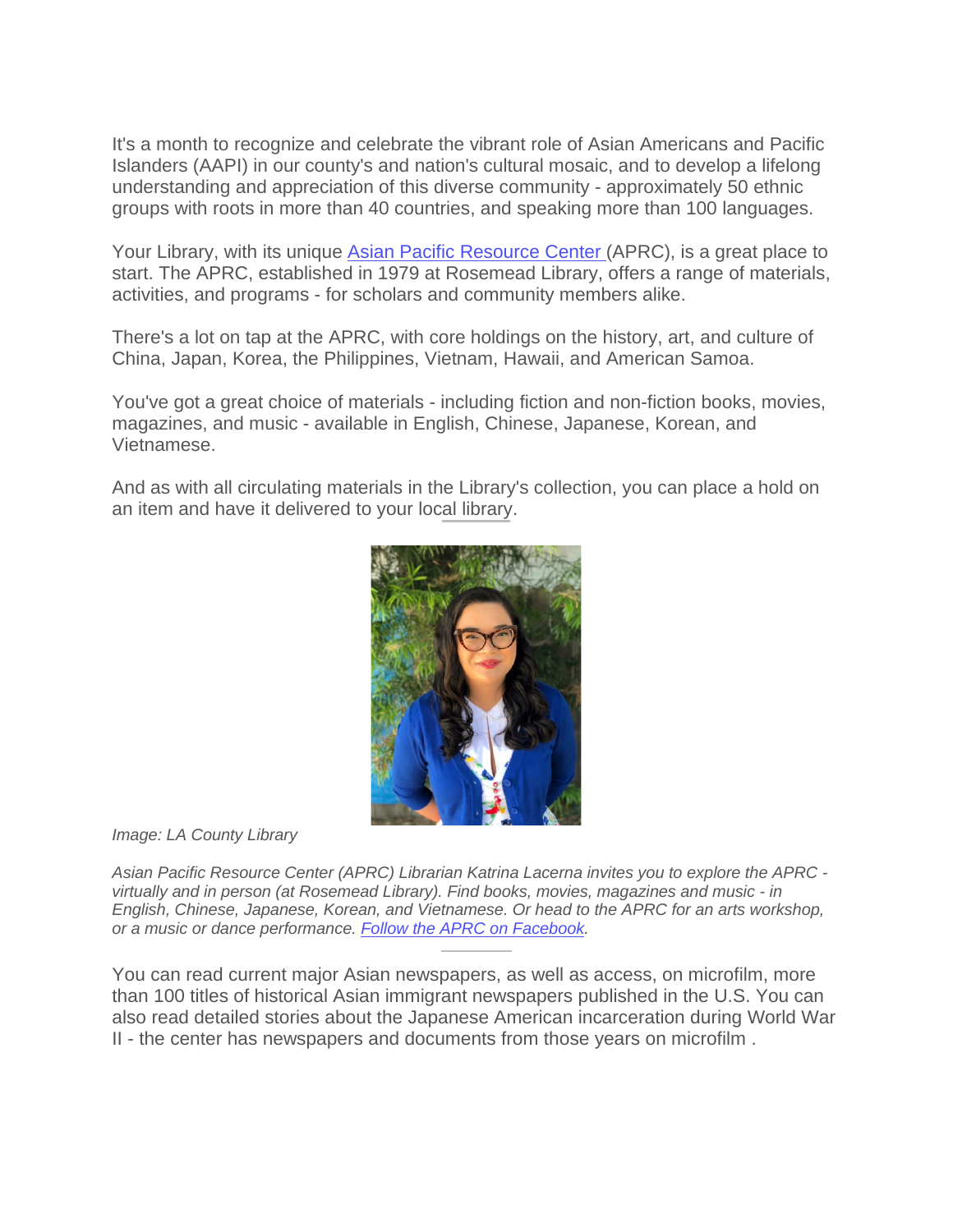It's a month to recognize and celebrate the vibrant role of Asian Americans and Pacific Islanders (AAPI) in our county's and nation's cultural mosaic, and to develop a lifelong understanding and appreciation of this diverse community - approximately 50 ethnic groups with roots in more than 40 countries, and speaking more than 100 languages.

Your Library, with its unique [Asian Pacific Resource Center ](APRC), is a great place to start. The APRC, established in 1979 at Rosemead Library, offers a range of materials, activities, and programs - for scholars and community members alike.

There's a lot on tap at the APRC, with core holdings on the history, art, and culture of China, Japan, Korea, the Philippines, Vietnam, Hawaii, and American Samoa.

You've got a great choice of materials - including fiction and non-fiction books, movies, magazines, and music - available in English, Chinese, Japanese, Korean, and Vietnamese.

And as with all circulating materials in the Library's collection, you can place a hold on an item and have it delivered to your local library.

*Image: LA County Library*

*Asian Pacific Resource Center (APRC) Librarian Katrina Lacerna invites you to explore the APRC - virtually and in person (at Rosemead Library). Find books, movies, magazines and music - in English, Chinese, Japanese, Korean, and Vietnamese. Or head to the APRC for an arts workshop, or a music or dance performance. [Follow the APRC on Facebook].*

---

You can read current major Asian newspapers, as well as access, on microfilm, more than 100 titles of historical Asian immigrant newspapers published in the U.S. You can also read detailed stories about the Japanese American incarceration during World War II - the center has newspapers and documents from those years on microfilm .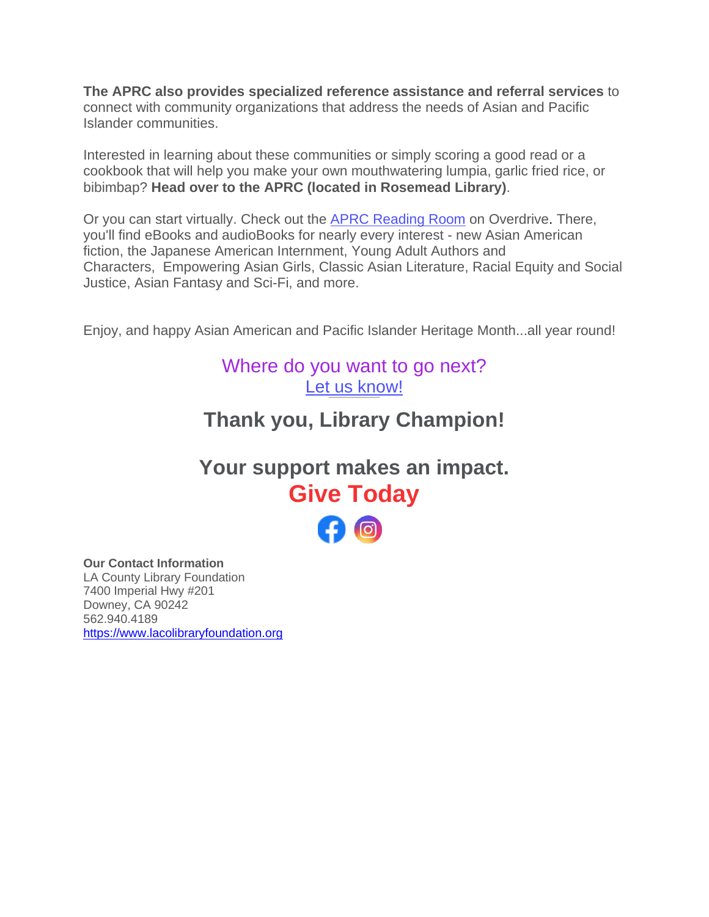**The APRC also provides specialized reference assistance and referral services** to connect with community organizations that address the needs of Asian and Pacific Islander communities.

Interested in learning about these communities or simply scoring a good read or a cookbook that will help you make your own mouthwatering lumpia, garlic fried rice, or bibimbap? **Head over to the APRC (located in Rosemead Library)**.

Or you can start virtually. Check out the APRC Reading Room on Overdrive. There, you'll find eBooks and audioBooks for nearly every interest - new Asian American fiction, the Japanese American Internment, Young Adult Authors and Characters, Empowering Asian Girls, Classic Asian Literature, Racial Equity and Social Justice, Asian Fantasy and Sci-Fi, and more.

Enjoy, and happy Asian American and Pacific Islander Heritage Month...all year round!

Where do you want to go next?
Let us know!

## Thank you, Library Champion!

## Your support makes an impact.

## Give Today

**Our Contact Information**
LA County Library Foundation
7400 Imperial Hwy #201
Downey, CA 90242
562.940.4189
https://www.lacolibraryfoundation.org